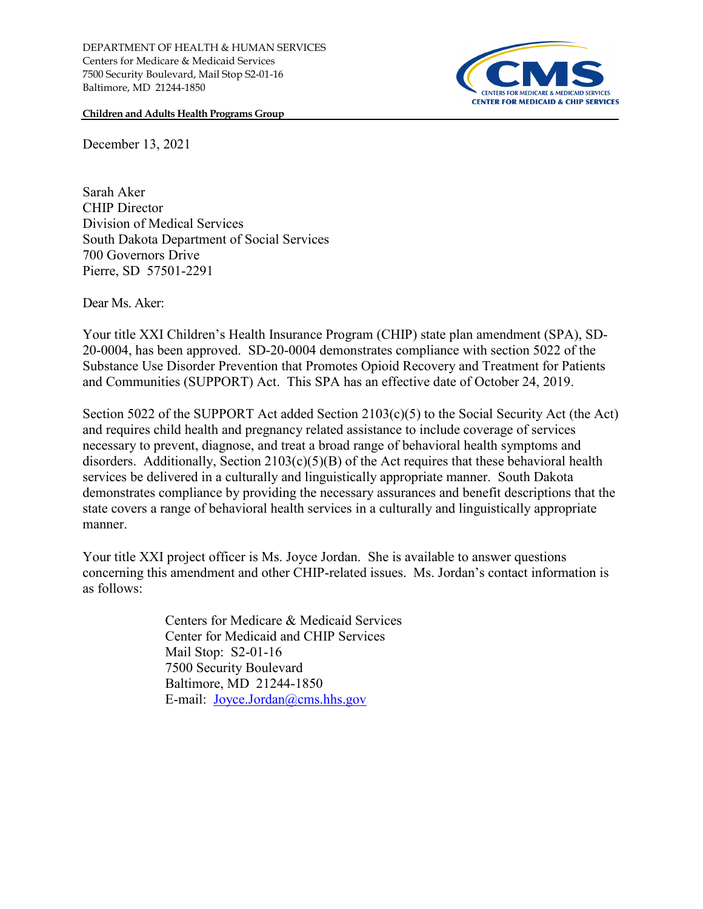DEPARTMENT OF HEALTH & HUMAN SERVICES
Centers for Medicare & Medicaid Services
7500 Security Boulevard, Mail Stop S2-01-16
Baltimore, MD 21244-1850

CMS
CENTERS FOR MEDICARE & MEDICAID SERVICES
CENTER FOR MEDICAID & CHIP SERVICES

**Children and Adults Health Programs Group**

December 13, 2021

Sarah Aker
CHIP Director
Division of Medical Services
South Dakota Department of Social Services
700 Governors Drive
Pierre, SD 57501-2291

Dear Ms. Aker:

Your title XXI Children's Health Insurance Program (CHIP) state plan amendment (SPA), SD-20-0004, has been approved. SD-20-0004 demonstrates compliance with section 5022 of the Substance Use Disorder Prevention that Promotes Opioid Recovery and Treatment for Patients and Communities (SUPPORT) Act. This SPA has an effective date of October 24, 2019.

Section 5022 of the SUPPORT Act added Section 2103(c)(5) to the Social Security Act (the Act) and requires child health and pregnancy related assistance to include coverage of services necessary to prevent, diagnose, and treat a broad range of behavioral health symptoms and disorders. Additionally, Section 2103(c)(5)(B) of the Act requires that these behavioral health services be delivered in a culturally and linguistically appropriate manner. South Dakota demonstrates compliance by providing the necessary assurances and benefit descriptions that the state covers a range of behavioral health services in a culturally and linguistically appropriate manner.

Your title XXI project officer is Ms. Joyce Jordan. She is available to answer questions concerning this amendment and other CHIP-related issues. Ms. Jordan's contact information is as follows:

Centers for Medicare & Medicaid Services
Center for Medicaid and CHIP Services
Mail Stop: S2-01-16
7500 Security Boulevard
Baltimore, MD 21244-1850
E-mail: Joyce.Jordan@cms.hhs.gov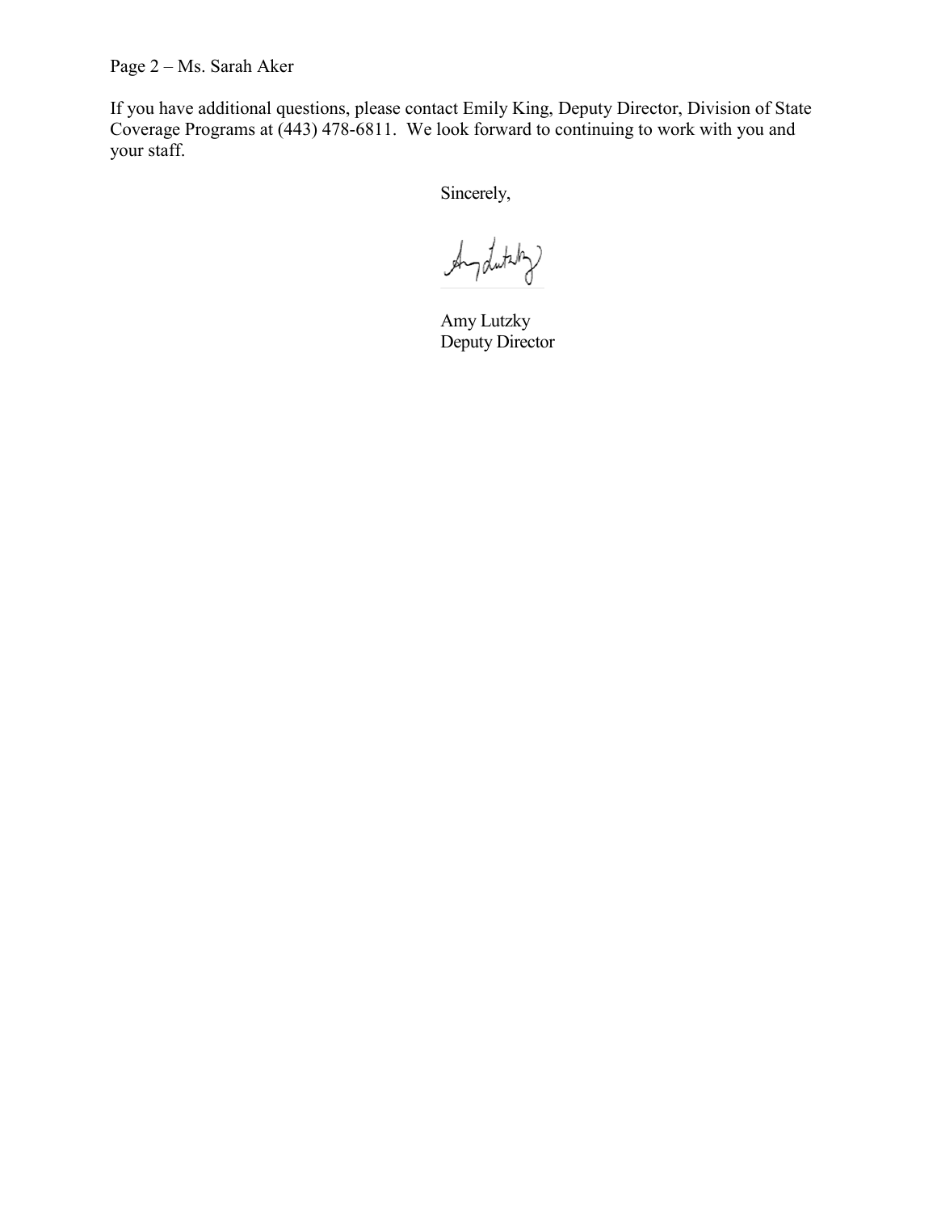If you have additional questions, please contact Emily King, Deputy Director, Division of State Coverage Programs at (443) 478-6811. We look forward to continuing to work with you and your staff.

Sincerely,

Amy Lutzky
Deputy Director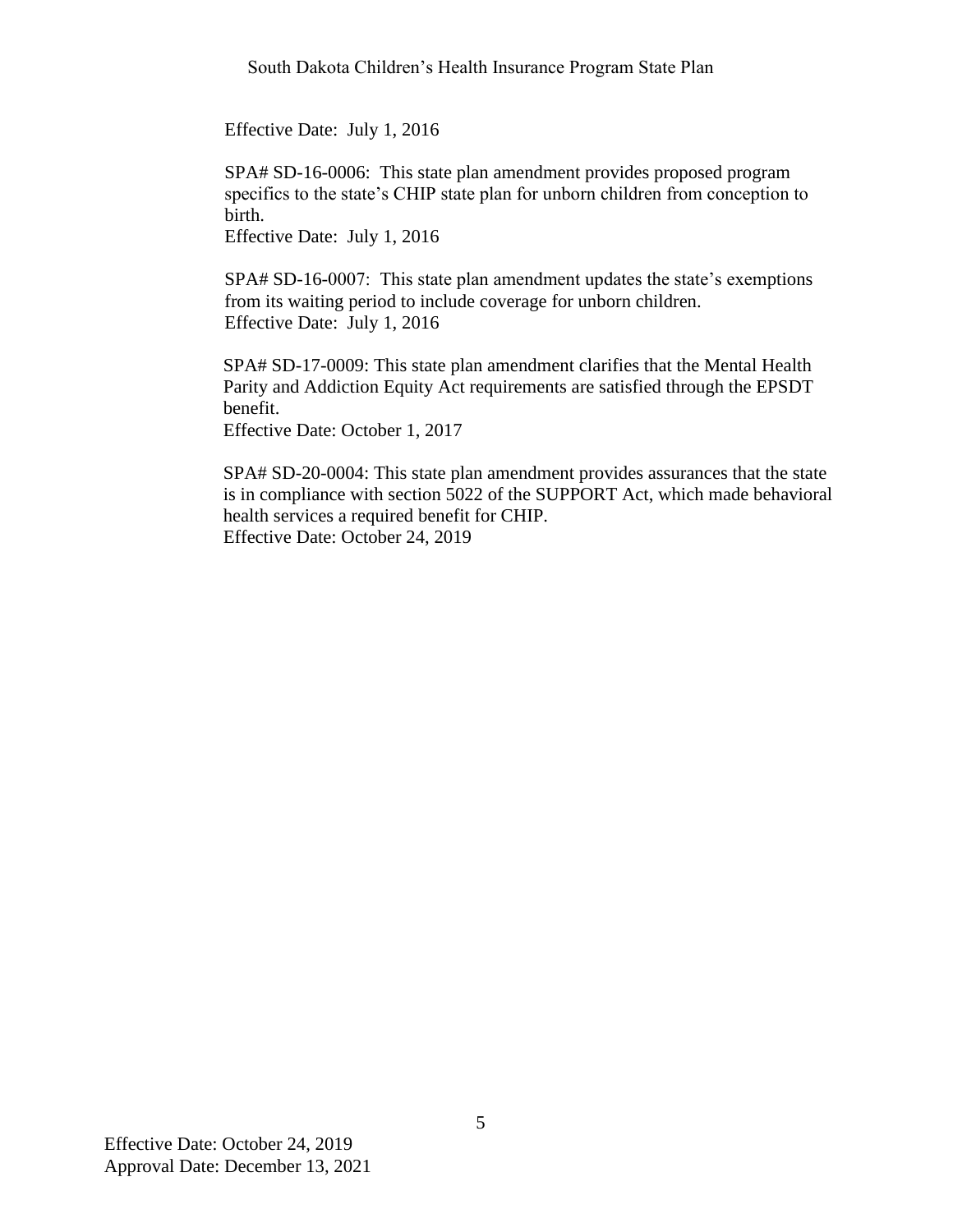Effective Date: July 1, 2016

SPA# SD-16-0006: This state plan amendment provides proposed program specifics to the state's CHIP state plan for unborn children from conception to birth.
Effective Date: July 1, 2016

SPA# SD-16-0007: This state plan amendment updates the state's exemptions from its waiting period to include coverage for unborn children.
Effective Date: July 1, 2016

SPA# SD-17-0009: This state plan amendment clarifies that the Mental Health Parity and Addiction Equity Act requirements are satisfied through the EPSDT benefit.
Effective Date: October 1, 2017

SPA# SD-20-0004: This state plan amendment provides assurances that the state is in compliance with section 5022 of the SUPPORT Act, which made behavioral health services a required benefit for CHIP.
Effective Date: October 24, 2019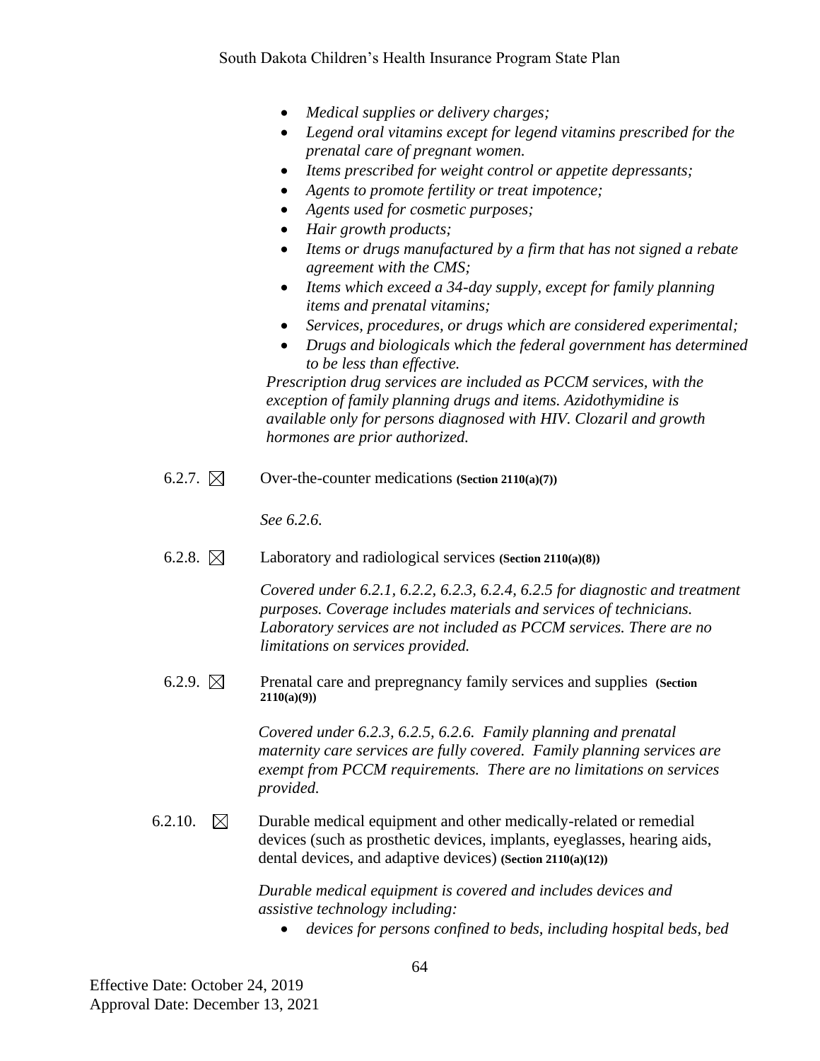- *Medical supplies or delivery charges;*
- *Legend oral vitamins except for legend vitamins prescribed for the prenatal care of pregnant women.*
- *Items prescribed for weight control or appetite depressants;*
- *Agents to promote fertility or treat impotence;*
- *Agents used for cosmetic purposes;*
- *Hair growth products;*
- *Items or drugs manufactured by a firm that has not signed a rebate agreement with the CMS;*
- *Items which exceed a 34-day supply, except for family planning items and prenatal vitamins;*
- *Services, procedures, or drugs which are considered experimental;*
- *Drugs and biologicals which the federal government has determined to be less than effective.*

*Prescription drug services are included as PCCM services, with the exception of family planning drugs and items. Azidothymidine is available only for persons diagnosed with HIV. Clozaril and growth hormones are prior authorized.*

6.2.7. ☒ Over-the-counter medications **(Section 2110(a)(7))**

*See 6.2.6.*

6.2.8. ☒ Laboratory and radiological services **(Section 2110(a)(8))**

*Covered under 6.2.1, 6.2.2, 6.2.3, 6.2.4, 6.2.5 for diagnostic and treatment purposes. Coverage includes materials and services of technicians. Laboratory services are not included as PCCM services. There are no limitations on services provided.*

6.2.9. ☒ Prenatal care and prepregnancy family services and supplies **(Section 2110(a)(9))**

*Covered under 6.2.3, 6.2.5, 6.2.6. Family planning and prenatal maternity care services are fully covered. Family planning services are exempt from PCCM requirements. There are no limitations on services provided.*

6.2.10. ☒ Durable medical equipment and other medically-related or remedial devices (such as prosthetic devices, implants, eyeglasses, hearing aids, dental devices, and adaptive devices) **(Section 2110(a)(12))**

*Durable medical equipment is covered and includes devices and assistive technology including:*

- *devices for persons confined to beds, including hospital beds, bed*

Effective Date: October 24, 2019
Approval Date: December 13, 2021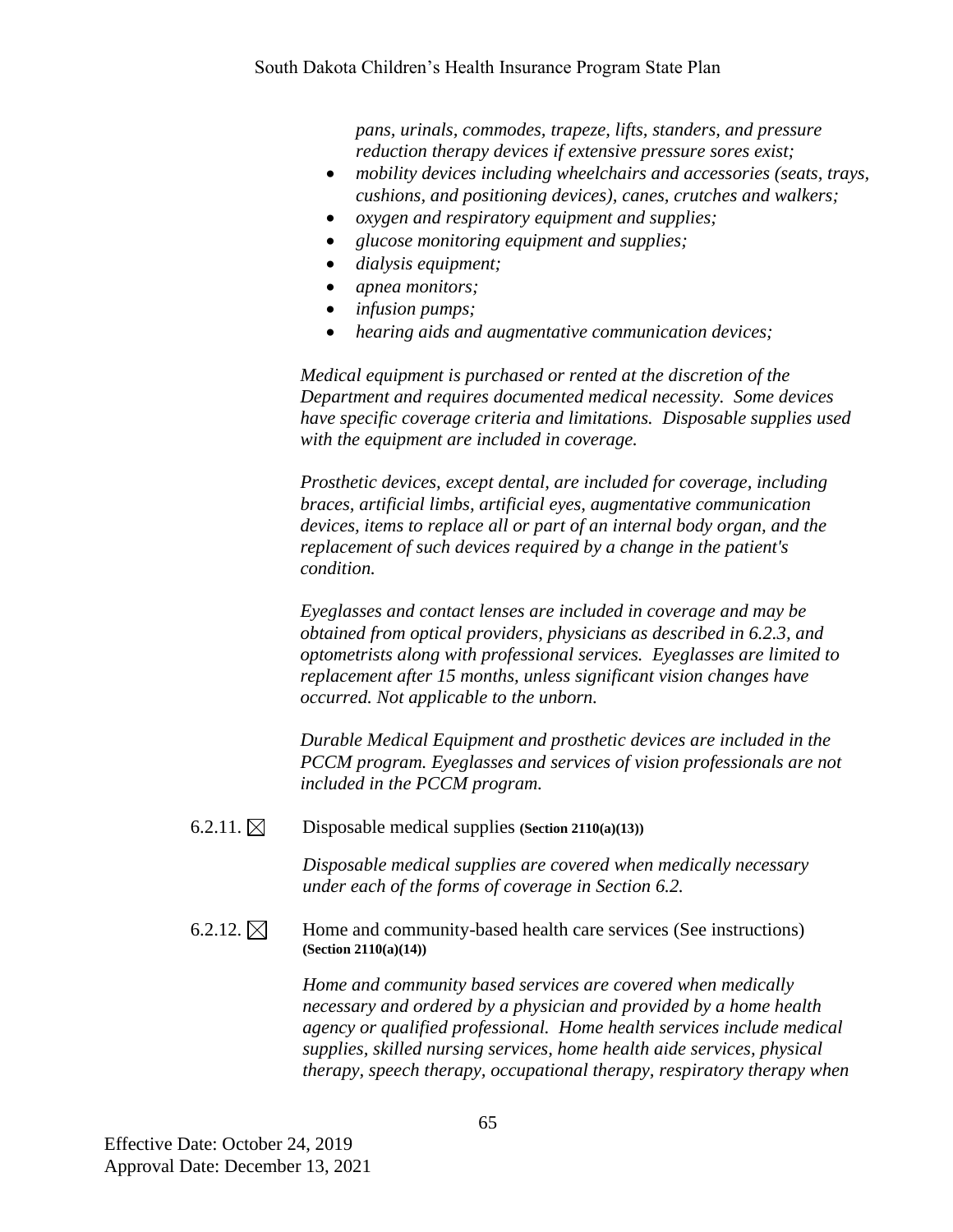*pans, urinals, commodes, trapeze, lifts, standers, and pressure reduction therapy devices if extensive pressure sores exist;*

- *mobility devices including wheelchairs and accessories (seats, trays, cushions, and positioning devices), canes, crutches and walkers;*
- *oxygen and respiratory equipment and supplies;*
- *glucose monitoring equipment and supplies;*
- *dialysis equipment;*
- *apnea monitors;*
- *infusion pumps;*
- *hearing aids and augmentative communication devices;*

*Medical equipment is purchased or rented at the discretion of the Department and requires documented medical necessity. Some devices have specific coverage criteria and limitations. Disposable supplies used with the equipment are included in coverage.*

*Prosthetic devices, except dental, are included for coverage, including braces, artificial limbs, artificial eyes, augmentative communication devices, items to replace all or part of an internal body organ, and the replacement of such devices required by a change in the patient's condition.*

*Eyeglasses and contact lenses are included in coverage and may be obtained from optical providers, physicians as described in 6.2.3, and optometrists along with professional services. Eyeglasses are limited to replacement after 15 months, unless significant vision changes have occurred. Not applicable to the unborn.*

*Durable Medical Equipment and prosthetic devices are included in the PCCM program. Eyeglasses and services of vision professionals are not included in the PCCM program.*

6.2.11. ☒ Disposable medical supplies **(Section 2110(a)(13))**

*Disposable medical supplies are covered when medically necessary under each of the forms of coverage in Section 6.2.*

6.2.12. ☒ Home and community-based health care services (See instructions) **(Section 2110(a)(14))**

*Home and community based services are covered when medically necessary and ordered by a physician and provided by a home health agency or qualified professional. Home health services include medical supplies, skilled nursing services, home health aide services, physical therapy, speech therapy, occupational therapy, respiratory therapy when*

Effective Date: October 24, 2019
Approval Date: December 13, 2021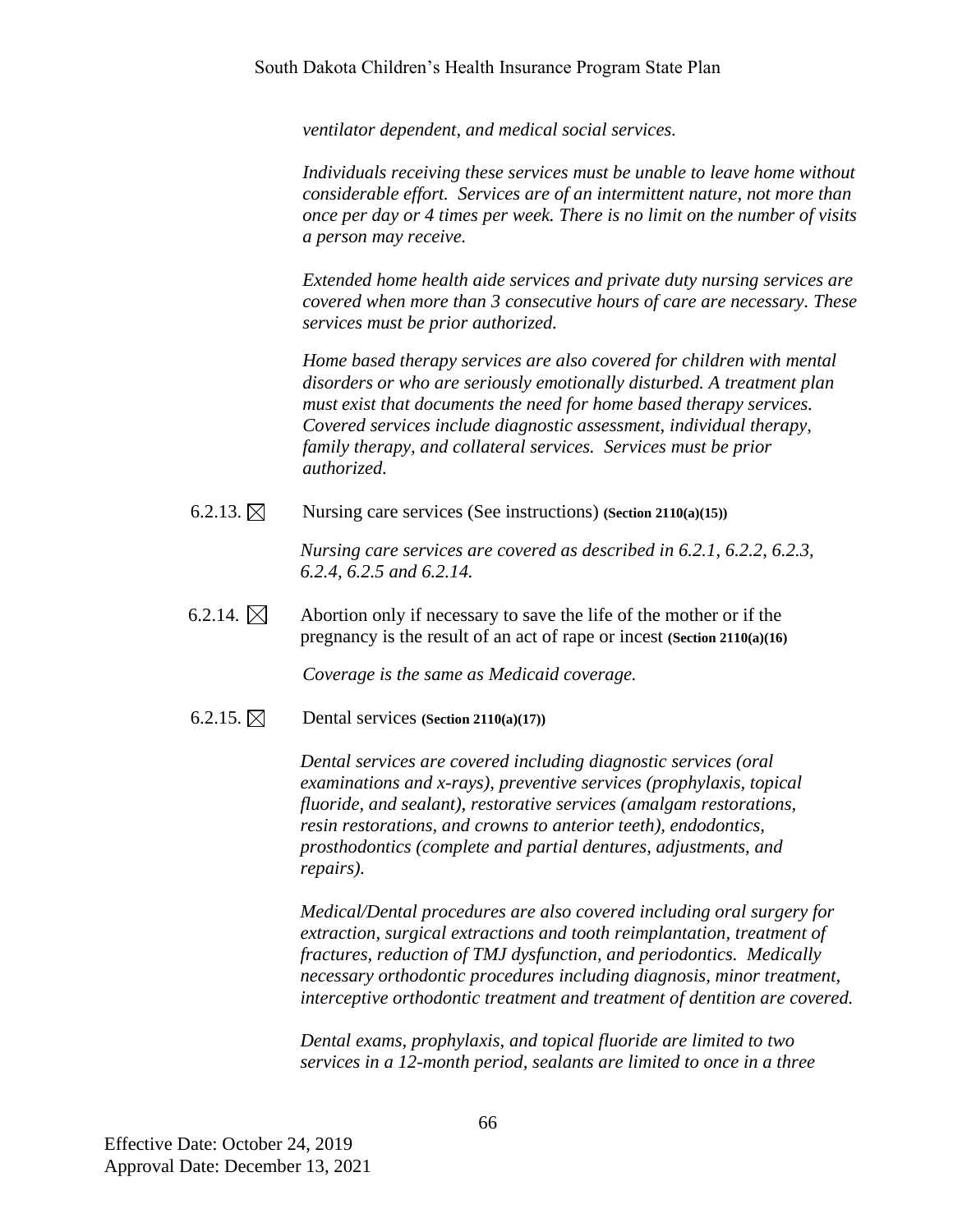*ventilator dependent, and medical social services.*

*Individuals receiving these services must be unable to leave home without considerable effort. Services are of an intermittent nature, not more than once per day or 4 times per week. There is no limit on the number of visits a person may receive.*

*Extended home health aide services and private duty nursing services are covered when more than 3 consecutive hours of care are necessary. These services must be prior authorized.*

*Home based therapy services are also covered for children with mental disorders or who are seriously emotionally disturbed. A treatment plan must exist that documents the need for home based therapy services. Covered services include diagnostic assessment, individual therapy, family therapy, and collateral services. Services must be prior authorized.*

6.2.13. ☒ Nursing care services (See instructions) **(Section 2110(a)(15))**

*Nursing care services are covered as described in 6.2.1, 6.2.2, 6.2.3, 6.2.4, 6.2.5 and 6.2.14.*

6.2.14. ☒ Abortion only if necessary to save the life of the mother or if the pregnancy is the result of an act of rape or incest **(Section 2110(a)(16)**

*Coverage is the same as Medicaid coverage.*

6.2.15. ☒ Dental services **(Section 2110(a)(17))**

*Dental services are covered including diagnostic services (oral examinations and x-rays), preventive services (prophylaxis, topical fluoride, and sealant), restorative services (amalgam restorations, resin restorations, and crowns to anterior teeth), endodontics, prosthodontics (complete and partial dentures, adjustments, and repairs).*

*Medical/Dental procedures are also covered including oral surgery for extraction, surgical extractions and tooth reimplantation, treatment of fractures, reduction of TMJ dysfunction, and periodontics. Medically necessary orthodontic procedures including diagnosis, minor treatment, interceptive orthodontic treatment and treatment of dentition are covered.*

*Dental exams, prophylaxis, and topical fluoride are limited to two services in a 12-month period, sealants are limited to once in a three*

Effective Date: October 24, 2019
Approval Date: December 13, 2021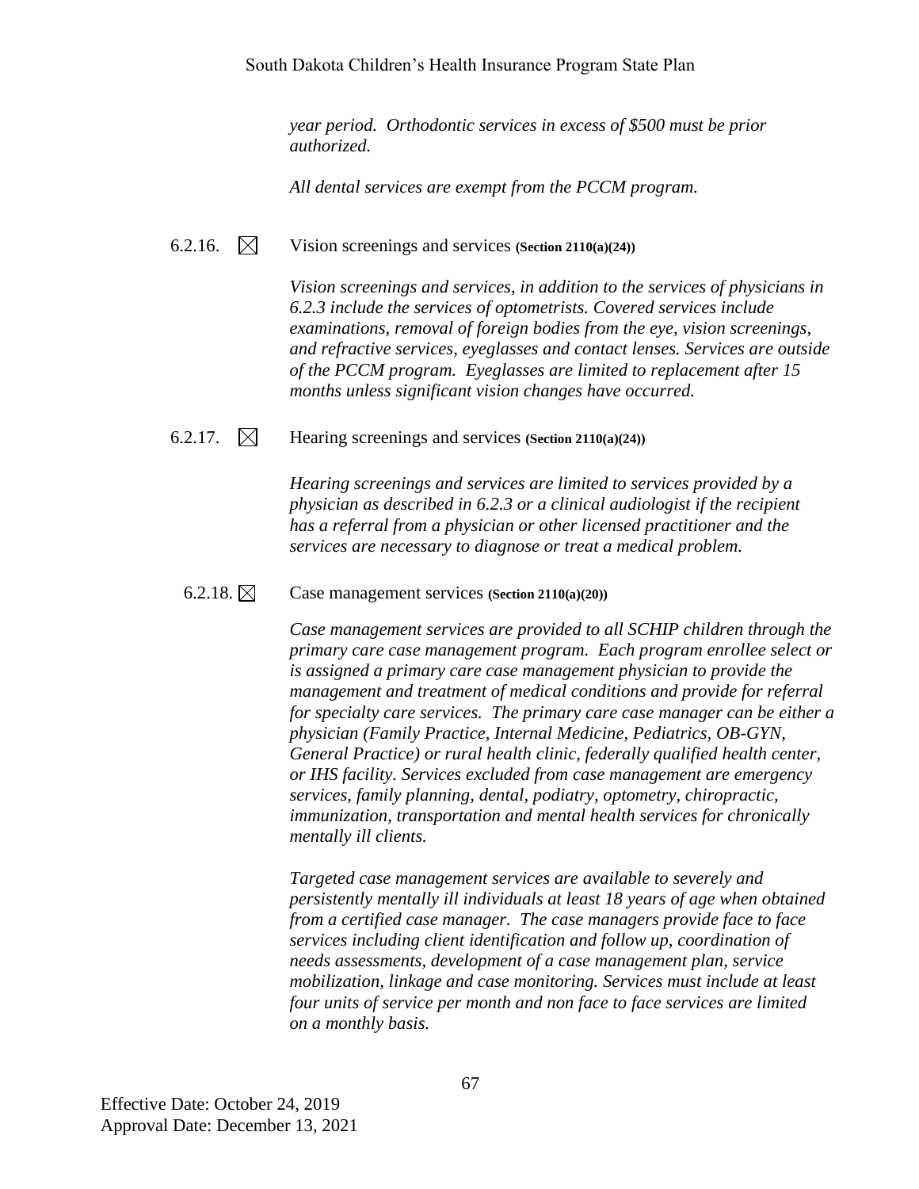*year period. Orthodontic services in excess of $500 must be prior authorized.*

*All dental services are exempt from the PCCM program.*

6.2.16. ☒ Vision screenings and services **(Section 2110(a)(24))**

*Vision screenings and services, in addition to the services of physicians in 6.2.3 include the services of optometrists. Covered services include examinations, removal of foreign bodies from the eye, vision screenings, and refractive services, eyeglasses and contact lenses. Services are outside of the PCCM program. Eyeglasses are limited to replacement after 15 months unless significant vision changes have occurred.*

6.2.17. ☒ Hearing screenings and services **(Section 2110(a)(24))**

*Hearing screenings and services are limited to services provided by a physician as described in 6.2.3 or a clinical audiologist if the recipient has a referral from a physician or other licensed practitioner and the services are necessary to diagnose or treat a medical problem.*

6.2.18. ☒ Case management services **(Section 2110(a)(20))**

*Case management services are provided to all SCHIP children through the primary care case management program. Each program enrollee select or is assigned a primary care case management physician to provide the management and treatment of medical conditions and provide for referral for specialty care services. The primary care case manager can be either a physician (Family Practice, Internal Medicine, Pediatrics, OB-GYN, General Practice) or rural health clinic, federally qualified health center, or IHS facility. Services excluded from case management are emergency services, family planning, dental, podiatry, optometry, chiropractic, immunization, transportation and mental health services for chronically mentally ill clients.*

*Targeted case management services are available to severely and persistently mentally ill individuals at least 18 years of age when obtained from a certified case manager. The case managers provide face to face services including client identification and follow up, coordination of needs assessments, development of a case management plan, service mobilization, linkage and case monitoring. Services must include at least four units of service per month and non face to face services are limited on a monthly basis.*

Effective Date: October 24, 2019
Approval Date: December 13, 2021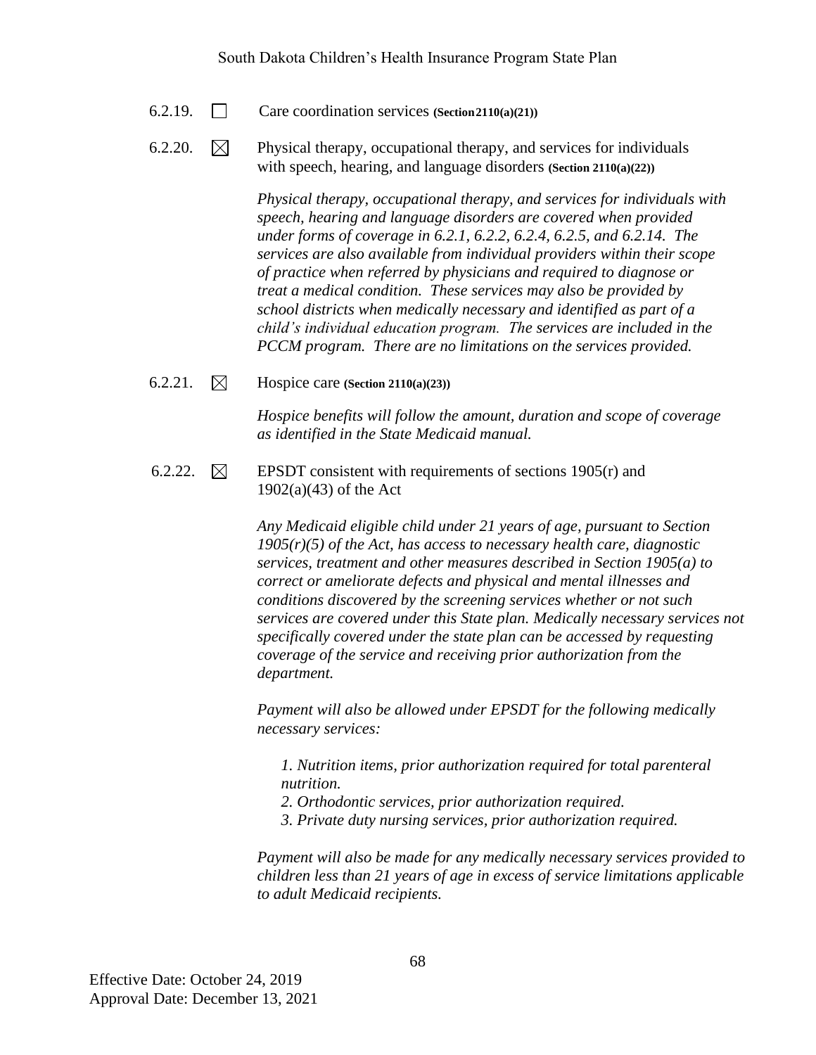6.2.19. ☐ Care coordination services **(Section 2110(a)(21))**

6.2.20. ☒ Physical therapy, occupational therapy, and services for individuals with speech, hearing, and language disorders **(Section 2110(a)(22))**

*Physical therapy, occupational therapy, and services for individuals with speech, hearing and language disorders are covered when provided under forms of coverage in 6.2.1, 6.2.2, 6.2.4, 6.2.5, and 6.2.14. The services are also available from individual providers within their scope of practice when referred by physicians and required to diagnose or treat a medical condition. These services may also be provided by school districts when medically necessary and identified as part of a child's individual education program. The services are included in the PCCM program. There are no limitations on the services provided.*

6.2.21. ☒ Hospice care **(Section 2110(a)(23))**

*Hospice benefits will follow the amount, duration and scope of coverage as identified in the State Medicaid manual.*

6.2.22. ☒ EPSDT consistent with requirements of sections 1905(r) and 1902(a)(43) of the Act

*Any Medicaid eligible child under 21 years of age, pursuant to Section 1905(r)(5) of the Act, has access to necessary health care, diagnostic services, treatment and other measures described in Section 1905(a) to correct or ameliorate defects and physical and mental illnesses and conditions discovered by the screening services whether or not such services are covered under this State plan. Medically necessary services not specifically covered under the state plan can be accessed by requesting coverage of the service and receiving prior authorization from the department.*

*Payment will also be allowed under EPSDT for the following medically necessary services:*

*1. Nutrition items, prior authorization required for total parenteral nutrition.*
*2. Orthodontic services, prior authorization required.*
*3. Private duty nursing services, prior authorization required.*

*Payment will also be made for any medically necessary services provided to children less than 21 years of age in excess of service limitations applicable to adult Medicaid recipients.*

Effective Date: October 24, 2019
Approval Date: December 13, 2021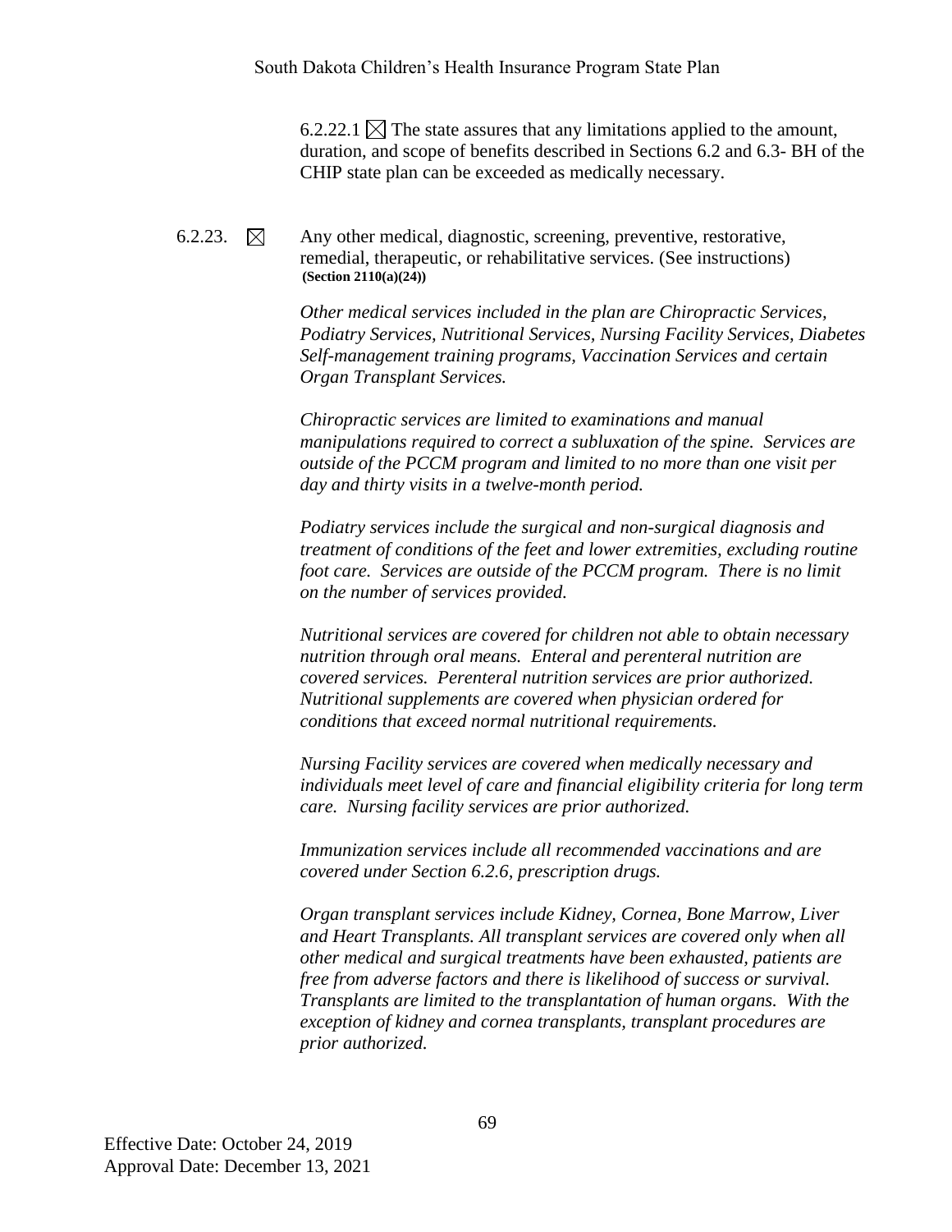6.2.22.1 ☒ The state assures that any limitations applied to the amount, duration, and scope of benefits described in Sections 6.2 and 6.3- BH of the CHIP state plan can be exceeded as medically necessary.

6.2.23. ☒ Any other medical, diagnostic, screening, preventive, restorative, remedial, therapeutic, or rehabilitative services. (See instructions) **(Section 2110(a)(24))**

*Other medical services included in the plan are Chiropractic Services, Podiatry Services, Nutritional Services, Nursing Facility Services, Diabetes Self-management training programs, Vaccination Services and certain Organ Transplant Services.*

*Chiropractic services are limited to examinations and manual manipulations required to correct a subluxation of the spine. Services are outside of the PCCM program and limited to no more than one visit per day and thirty visits in a twelve-month period.*

*Podiatry services include the surgical and non-surgical diagnosis and treatment of conditions of the feet and lower extremities, excluding routine foot care. Services are outside of the PCCM program. There is no limit on the number of services provided.*

*Nutritional services are covered for children not able to obtain necessary nutrition through oral means. Enteral and perenteral nutrition are covered services. Perenteral nutrition services are prior authorized. Nutritional supplements are covered when physician ordered for conditions that exceed normal nutritional requirements.*

*Nursing Facility services are covered when medically necessary and individuals meet level of care and financial eligibility criteria for long term care. Nursing facility services are prior authorized.*

*Immunization services include all recommended vaccinations and are covered under Section 6.2.6, prescription drugs.*

*Organ transplant services include Kidney, Cornea, Bone Marrow, Liver and Heart Transplants. All transplant services are covered only when all other medical and surgical treatments have been exhausted, patients are free from adverse factors and there is likelihood of success or survival. Transplants are limited to the transplantation of human organs. With the exception of kidney and cornea transplants, transplant procedures are prior authorized.*

Effective Date: October 24, 2019
Approval Date: December 13, 2021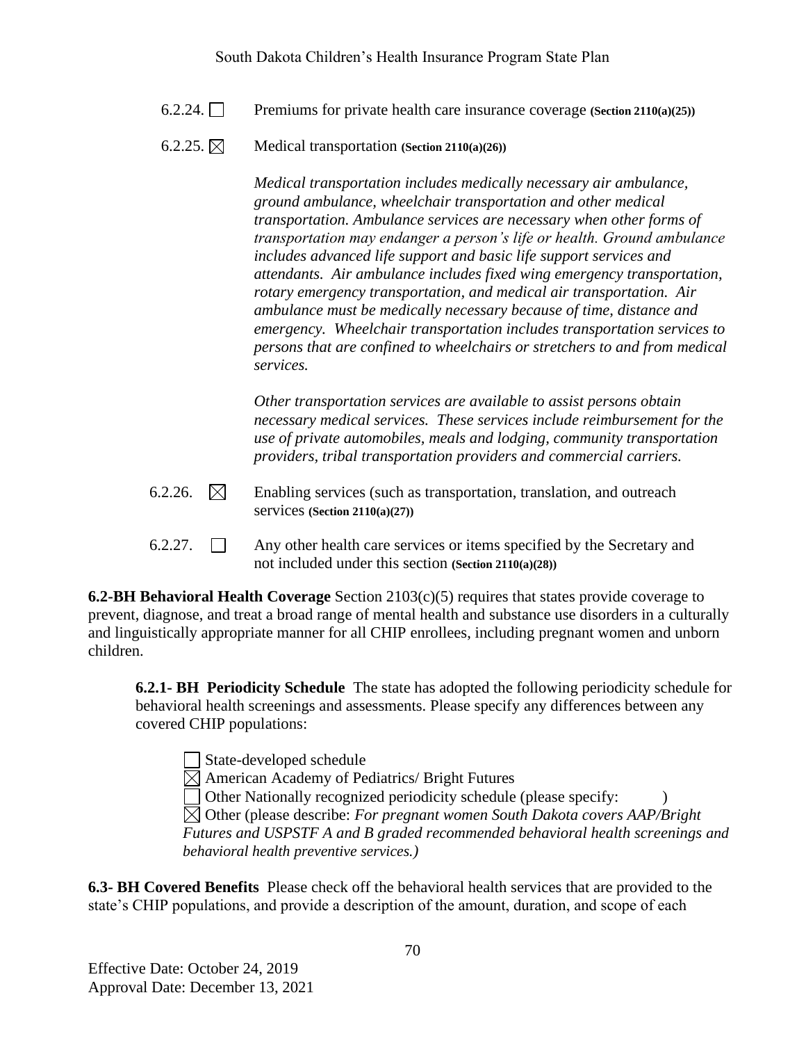6.2.24. ☐ Premiums for private health care insurance coverage **(Section 2110(a)(25))**

6.2.25. ☒ Medical transportation **(Section 2110(a)(26))**

*Medical transportation includes medically necessary air ambulance, ground ambulance, wheelchair transportation and other medical transportation. Ambulance services are necessary when other forms of transportation may endanger a person's life or health. Ground ambulance includes advanced life support and basic life support services and attendants. Air ambulance includes fixed wing emergency transportation, rotary emergency transportation, and medical air transportation. Air ambulance must be medically necessary because of time, distance and emergency. Wheelchair transportation includes transportation services to persons that are confined to wheelchairs or stretchers to and from medical services.*

*Other transportation services are available to assist persons obtain necessary medical services. These services include reimbursement for the use of private automobiles, meals and lodging, community transportation providers, tribal transportation providers and commercial carriers.*

6.2.26. ☒ Enabling services (such as transportation, translation, and outreach services **(Section 2110(a)(27))**

6.2.27. ☐ Any other health care services or items specified by the Secretary and not included under this section **(Section 2110(a)(28))**

**6.2-BH Behavioral Health Coverage** Section 2103(c)(5) requires that states provide coverage to prevent, diagnose, and treat a broad range of mental health and substance use disorders in a culturally and linguistically appropriate manner for all CHIP enrollees, including pregnant women and unborn children.

**6.2.1- BH Periodicity Schedule** The state has adopted the following periodicity schedule for behavioral health screenings and assessments. Please specify any differences between any covered CHIP populations:

☐ State-developed schedule
☒ American Academy of Pediatrics/ Bright Futures
☐ Other Nationally recognized periodicity schedule (please specify: )
☒ Other (please describe: *For pregnant women South Dakota covers AAP/Bright Futures and USPSTF A and B graded recommended behavioral health screenings and behavioral health preventive services.)*

**6.3- BH Covered Benefits** Please check off the behavioral health services that are provided to the state's CHIP populations, and provide a description of the amount, duration, and scope of each

Effective Date: October 24, 2019
Approval Date: December 13, 2021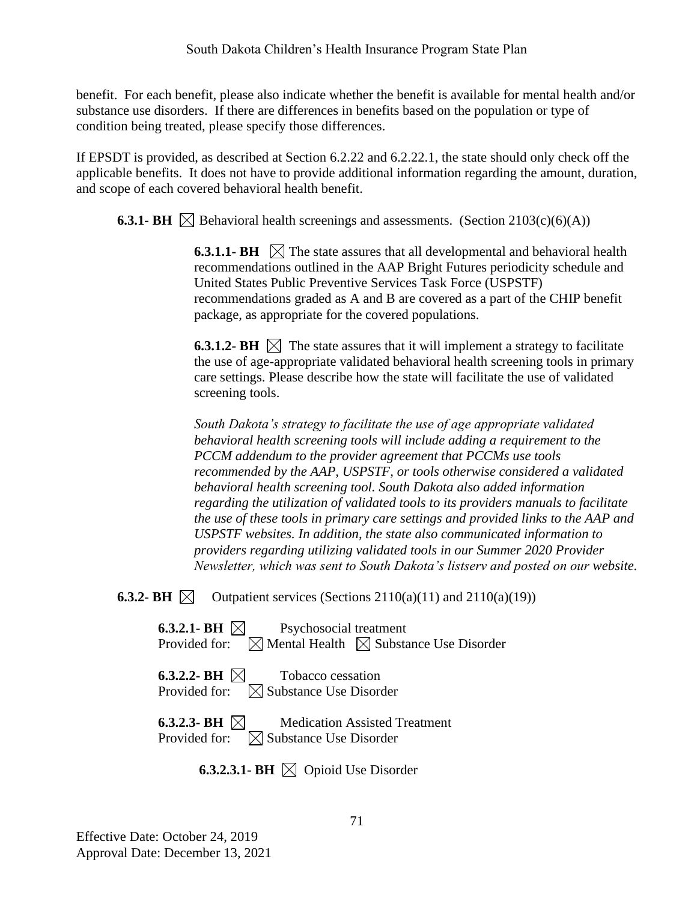benefit. For each benefit, please also indicate whether the benefit is available for mental health and/or substance use disorders. If there are differences in benefits based on the population or type of condition being treated, please specify those differences.

If EPSDT is provided, as described at Section 6.2.22 and 6.2.22.1, the state should only check off the applicable benefits. It does not have to provide additional information regarding the amount, duration, and scope of each covered behavioral health benefit.

**6.3.1- BH** ☒ Behavioral health screenings and assessments. (Section 2103(c)(6)(A))

**6.3.1.1- BH** ☒ The state assures that all developmental and behavioral health recommendations outlined in the AAP Bright Futures periodicity schedule and United States Public Preventive Services Task Force (USPSTF) recommendations graded as A and B are covered as a part of the CHIP benefit package, as appropriate for the covered populations.

**6.3.1.2- BH** ☒ The state assures that it will implement a strategy to facilitate the use of age-appropriate validated behavioral health screening tools in primary care settings. Please describe how the state will facilitate the use of validated screening tools.

*South Dakota's strategy to facilitate the use of age appropriate validated behavioral health screening tools will include adding a requirement to the PCCM addendum to the provider agreement that PCCMs use tools recommended by the AAP, USPSTF, or tools otherwise considered a validated behavioral health screening tool. South Dakota also added information regarding the utilization of validated tools to its providers manuals to facilitate the use of these tools in primary care settings and provided links to the AAP and USPSTF websites. In addition, the state also communicated information to providers regarding utilizing validated tools in our Summer 2020 Provider Newsletter, which was sent to South Dakota's listserv and posted on our website.*

**6.3.2- BH** ☒ Outpatient services (Sections 2110(a)(11) and 2110(a)(19))

**6.3.2.1- BH** ☒ Psychosocial treatment
Provided for: ☒ Mental Health ☒ Substance Use Disorder

**6.3.2.2- BH** ☒ Tobacco cessation
Provided for: ☒ Substance Use Disorder

**6.3.2.3- BH** ☒ Medication Assisted Treatment
Provided for: ☒ Substance Use Disorder

**6.3.2.3.1- BH** ☒ Opioid Use Disorder

Effective Date: October 24, 2019
Approval Date: December 13, 2021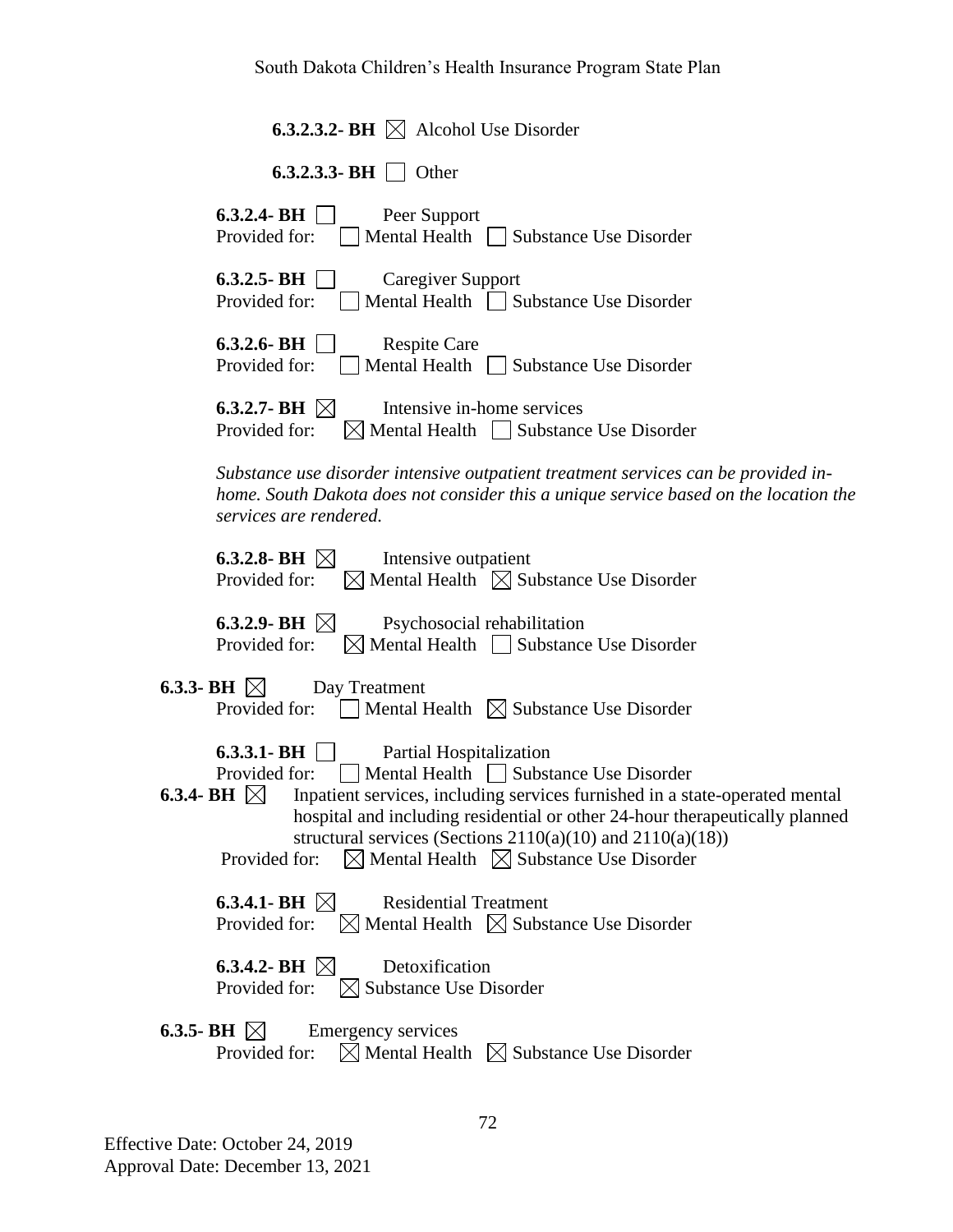**6.3.2.3.2- BH** ☒ Alcohol Use Disorder

**6.3.2.3.3- BH** ☐ Other

**6.3.2.4- BH** ☐ Peer Support
Provided for: ☐ Mental Health ☐ Substance Use Disorder

**6.3.2.5- BH** ☐ Caregiver Support
Provided for: ☐ Mental Health ☐ Substance Use Disorder

**6.3.2.6- BH** ☐ Respite Care
Provided for: ☐ Mental Health ☐ Substance Use Disorder

**6.3.2.7- BH** ☒ Intensive in-home services
Provided for: ☒ Mental Health ☐ Substance Use Disorder

*Substance use disorder intensive outpatient treatment services can be provided in-home. South Dakota does not consider this a unique service based on the location the services are rendered.*

**6.3.2.8- BH** ☒ Intensive outpatient
Provided for: ☒ Mental Health ☒ Substance Use Disorder

**6.3.2.9- BH** ☒ Psychosocial rehabilitation
Provided for: ☒ Mental Health ☐ Substance Use Disorder

**6.3.3- BH** ☒ Day Treatment
Provided for: ☐ Mental Health ☒ Substance Use Disorder

**6.3.3.1- BH** ☐ Partial Hospitalization
Provided for: ☐ Mental Health ☐ Substance Use Disorder

**6.3.4- BH** ☒ Inpatient services, including services furnished in a state-operated mental hospital and including residential or other 24-hour therapeutically planned structural services (Sections 2110(a)(10) and 2110(a)(18))
Provided for: ☒ Mental Health ☒ Substance Use Disorder

**6.3.4.1- BH** ☒ Residential Treatment
Provided for: ☒ Mental Health ☒ Substance Use Disorder

**6.3.4.2- BH** ☒ Detoxification
Provided for: ☒ Substance Use Disorder

**6.3.5- BH** ☒ Emergency services
Provided for: ☒ Mental Health ☒ Substance Use Disorder

Effective Date: October 24, 2019
Approval Date: December 13, 2021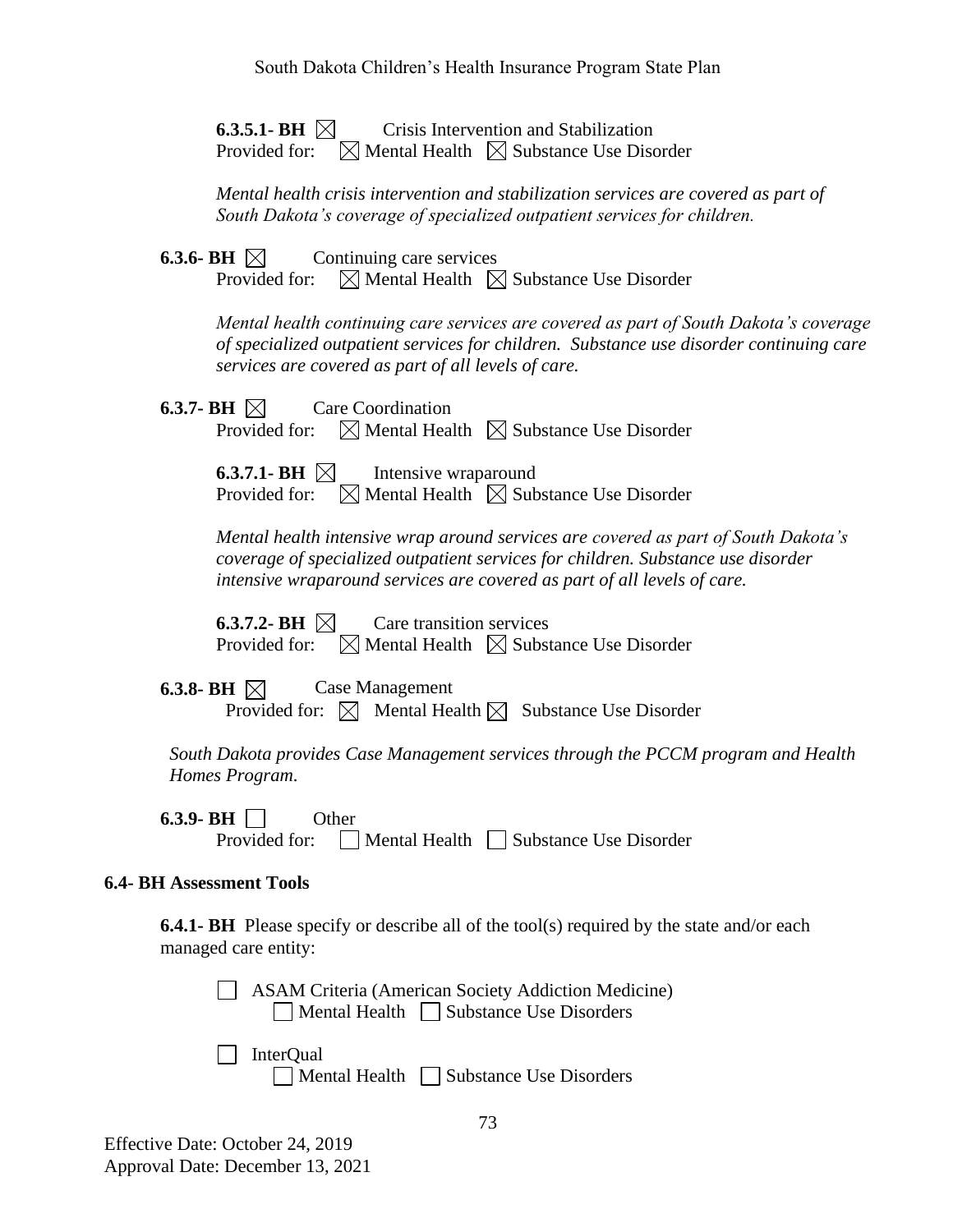**6.3.5.1- BH** ☒ Crisis Intervention and Stabilization
Provided for: ☒ Mental Health ☒ Substance Use Disorder

*Mental health crisis intervention and stabilization services are covered as part of South Dakota's coverage of specialized outpatient services for children.*

**6.3.6- BH** ☒ Continuing care services
Provided for: ☒ Mental Health ☒ Substance Use Disorder

*Mental health continuing care services are covered as part of South Dakota's coverage of specialized outpatient services for children. Substance use disorder continuing care services are covered as part of all levels of care.*

**6.3.7- BH** ☒ Care Coordination
Provided for: ☒ Mental Health ☒ Substance Use Disorder

**6.3.7.1- BH** ☒ Intensive wraparound
Provided for: ☒ Mental Health ☒ Substance Use Disorder

*Mental health intensive wrap around services are covered as part of South Dakota's coverage of specialized outpatient services for children. Substance use disorder intensive wraparound services are covered as part of all levels of care.*

**6.3.7.2- BH** ☒ Care transition services
Provided for: ☒ Mental Health ☒ Substance Use Disorder

**6.3.8- BH** ☒ Case Management
Provided for: ☒ Mental Health ☒ Substance Use Disorder

*South Dakota provides Case Management services through the PCCM program and Health Homes Program.*

**6.3.9- BH** ☐ Other
Provided for: ☐ Mental Health ☐ Substance Use Disorder

**6.4- BH Assessment Tools**

**6.4.1- BH** Please specify or describe all of the tool(s) required by the state and/or each managed care entity:

☐ ASAM Criteria (American Society Addiction Medicine)
☐ Mental Health ☐ Substance Use Disorders

☐ InterQual
☐ Mental Health ☐ Substance Use Disorders

Effective Date: October 24, 2019
Approval Date: December 13, 2021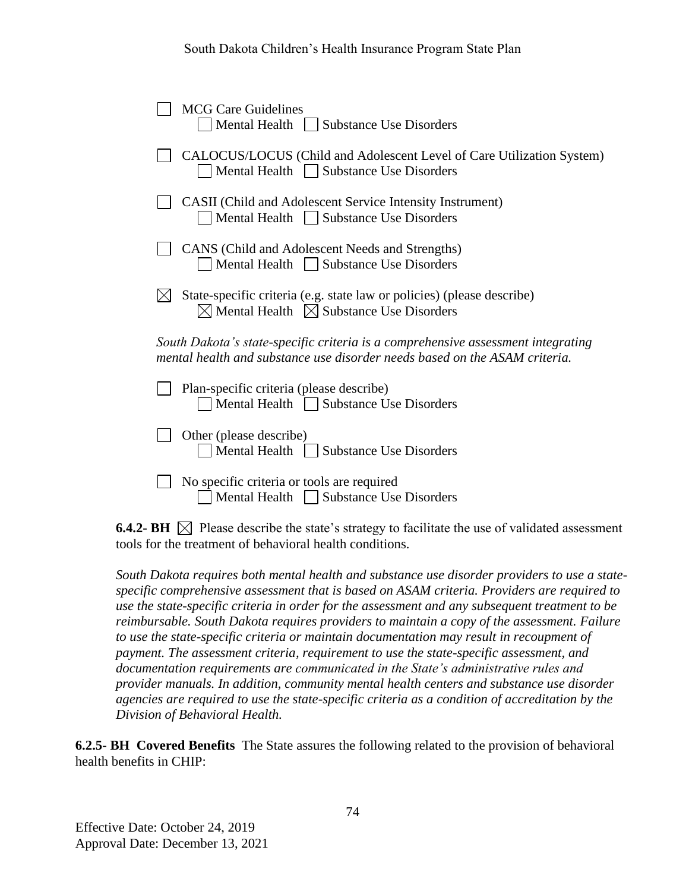☐ MCG Care Guidelines
☐ Mental Health ☐ Substance Use Disorders

☐ CALOCUS/LOCUS (Child and Adolescent Level of Care Utilization System)
☐ Mental Health ☐ Substance Use Disorders

☐ CASII (Child and Adolescent Service Intensity Instrument)
☐ Mental Health ☐ Substance Use Disorders

☐ CANS (Child and Adolescent Needs and Strengths)
☐ Mental Health ☐ Substance Use Disorders

☒ State-specific criteria (e.g. state law or policies) (please describe)
☒ Mental Health ☒ Substance Use Disorders

*South Dakota's state-specific criteria is a comprehensive assessment integrating mental health and substance use disorder needs based on the ASAM criteria.*

☐ Plan-specific criteria (please describe)
☐ Mental Health ☐ Substance Use Disorders

☐ Other (please describe)
☐ Mental Health ☐ Substance Use Disorders

☐ No specific criteria or tools are required
☐ Mental Health ☐ Substance Use Disorders

**6.4.2- BH** ☒ Please describe the state's strategy to facilitate the use of validated assessment tools for the treatment of behavioral health conditions.

*South Dakota requires both mental health and substance use disorder providers to use a state-specific comprehensive assessment that is based on ASAM criteria. Providers are required to use the state-specific criteria in order for the assessment and any subsequent treatment to be reimbursable. South Dakota requires providers to maintain a copy of the assessment. Failure to use the state-specific criteria or maintain documentation may result in recoupment of payment. The assessment criteria, requirement to use the state-specific assessment, and documentation requirements are communicated in the State's administrative rules and provider manuals. In addition, community mental health centers and substance use disorder agencies are required to use the state-specific criteria as a condition of accreditation by the Division of Behavioral Health.*

**6.2.5- BH Covered Benefits** The State assures the following related to the provision of behavioral health benefits in CHIP:

Effective Date: October 24, 2019
Approval Date: December 13, 2021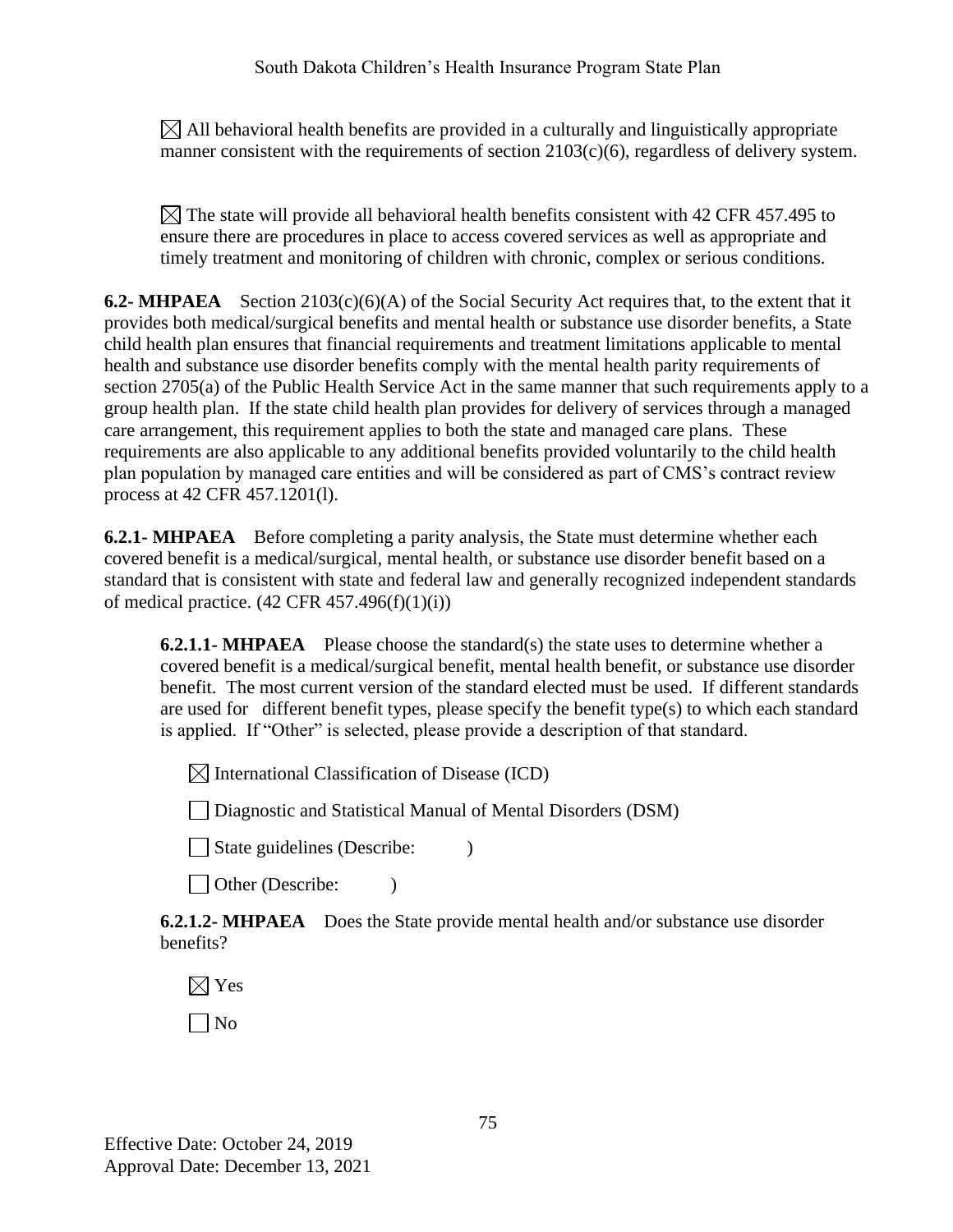☒ All behavioral health benefits are provided in a culturally and linguistically appropriate manner consistent with the requirements of section 2103(c)(6), regardless of delivery system.

☒ The state will provide all behavioral health benefits consistent with 42 CFR 457.495 to ensure there are procedures in place to access covered services as well as appropriate and timely treatment and monitoring of children with chronic, complex or serious conditions.

**6.2- MHPAEA** Section 2103(c)(6)(A) of the Social Security Act requires that, to the extent that it provides both medical/surgical benefits and mental health or substance use disorder benefits, a State child health plan ensures that financial requirements and treatment limitations applicable to mental health and substance use disorder benefits comply with the mental health parity requirements of section 2705(a) of the Public Health Service Act in the same manner that such requirements apply to a group health plan. If the state child health plan provides for delivery of services through a managed care arrangement, this requirement applies to both the state and managed care plans. These requirements are also applicable to any additional benefits provided voluntarily to the child health plan population by managed care entities and will be considered as part of CMS's contract review process at 42 CFR 457.1201(l).

**6.2.1- MHPAEA** Before completing a parity analysis, the State must determine whether each covered benefit is a medical/surgical, mental health, or substance use disorder benefit based on a standard that is consistent with state and federal law and generally recognized independent standards of medical practice. (42 CFR 457.496(f)(1)(i))

**6.2.1.1- MHPAEA** Please choose the standard(s) the state uses to determine whether a covered benefit is a medical/surgical benefit, mental health benefit, or substance use disorder benefit. The most current version of the standard elected must be used. If different standards are used for different benefit types, please specify the benefit type(s) to which each standard is applied. If "Other" is selected, please provide a description of that standard.

☒ International Classification of Disease (ICD)

☐ Diagnostic and Statistical Manual of Mental Disorders (DSM)

☐ State guidelines (Describe: )

☐ Other (Describe: )

**6.2.1.2- MHPAEA** Does the State provide mental health and/or substance use disorder benefits?

☒ Yes

☐ No

Effective Date: October 24, 2019
Approval Date: December 13, 2021